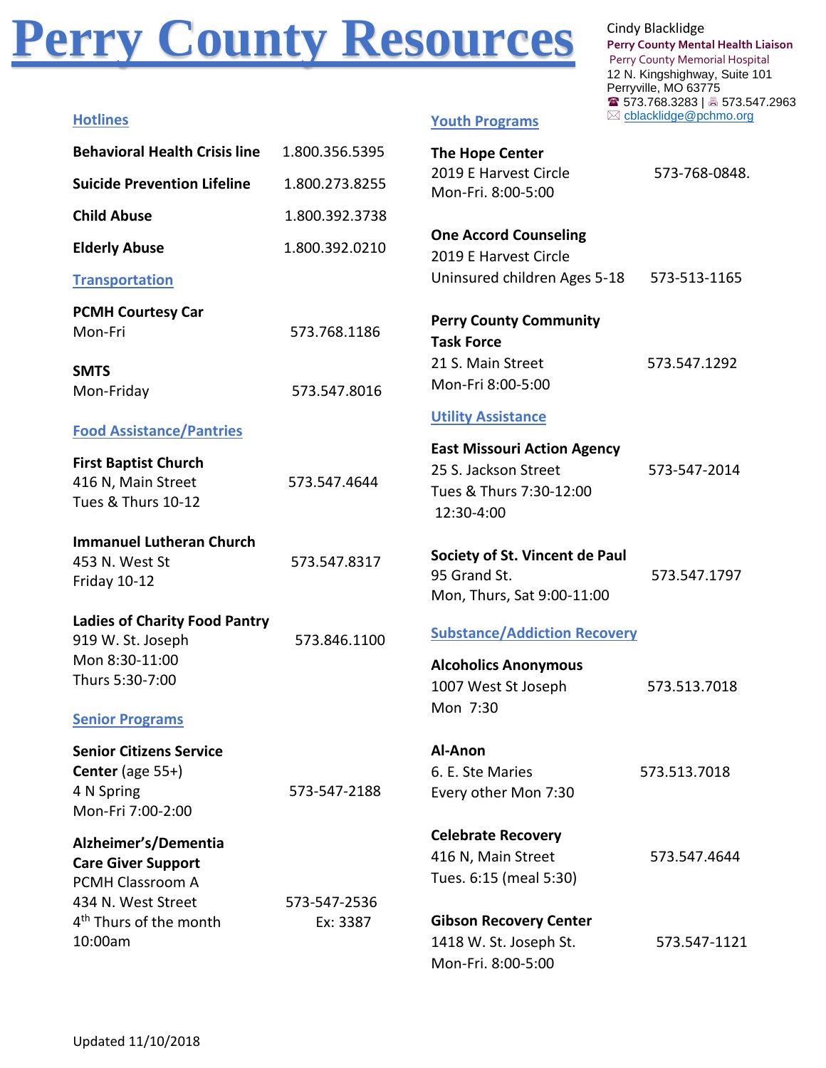# Perry County Resources

Cindy Blacklidge
**Perry County Mental Health Liaison**
Perry County Memorial Hospital
12 N. Kingshighway, Suite 101
Perryville, MO 63775
☎ 573.768.3283 | 🖷 573.547.2963
✉ cblacklidge@pchmo.org

## Hotlines

| | |
|---|---|
| **Behavioral Health Crisis line** | 1.800.356.5395 |
| **Suicide Prevention Lifeline** | 1.800.273.8255 |
| **Child Abuse** | 1.800.392.3738 |
| **Elderly Abuse** | 1.800.392.0210 |

## Transportation

**PCMH Courtesy Car**
Mon-Fri — 573.768.1186

**SMTS**
Mon-Friday — 573.547.8016

## Food Assistance/Pantries

**First Baptist Church**
416 N, Main Street — 573.547.4644
Tues & Thurs 10-12

**Immanuel Lutheran Church**
453 N. West St — 573.547.8317
Friday 10-12

**Ladies of Charity Food Pantry**
919 W. St. Joseph — 573.846.1100
Mon 8:30-11:00
Thurs 5:30-7:00

## Senior Programs

**Senior Citizens Service Center** (age 55+)
4 N Spring — 573-547-2188
Mon-Fri 7:00-2:00

**Alzheimer's/Dementia Care Giver Support**
PCMH Classroom A
434 N. West Street — 573-547-2536 Ex: 3387
4th Thurs of the month
10:00am

## Youth Programs

**The Hope Center**
2019 E Harvest Circle — 573-768-0848.
Mon-Fri. 8:00-5:00

**One Accord Counseling**
2019 E Harvest Circle
Uninsured children Ages 5-18 — 573-513-1165

**Perry County Community Task Force**
21 S. Main Street — 573.547.1292
Mon-Fri 8:00-5:00

## Utility Assistance

**East Missouri Action Agency**
25 S. Jackson Street — 573-547-2014
Tues & Thurs 7:30-12:00
12:30-4:00

**Society of St. Vincent de Paul**
95 Grand St. — 573.547.1797
Mon, Thurs, Sat 9:00-11:00

## Substance/Addiction Recovery

**Alcoholics Anonymous**
1007 West St Joseph — 573.513.7018
Mon 7:30

**Al-Anon**
6. E. Ste Maries — 573.513.7018
Every other Mon 7:30

**Celebrate Recovery**
416 N, Main Street — 573.547.4644
Tues. 6:15 (meal 5:30)

**Gibson Recovery Center**
1418 W. St. Joseph St. — 573.547-1121
Mon-Fri. 8:00-5:00

Updated 11/10/2018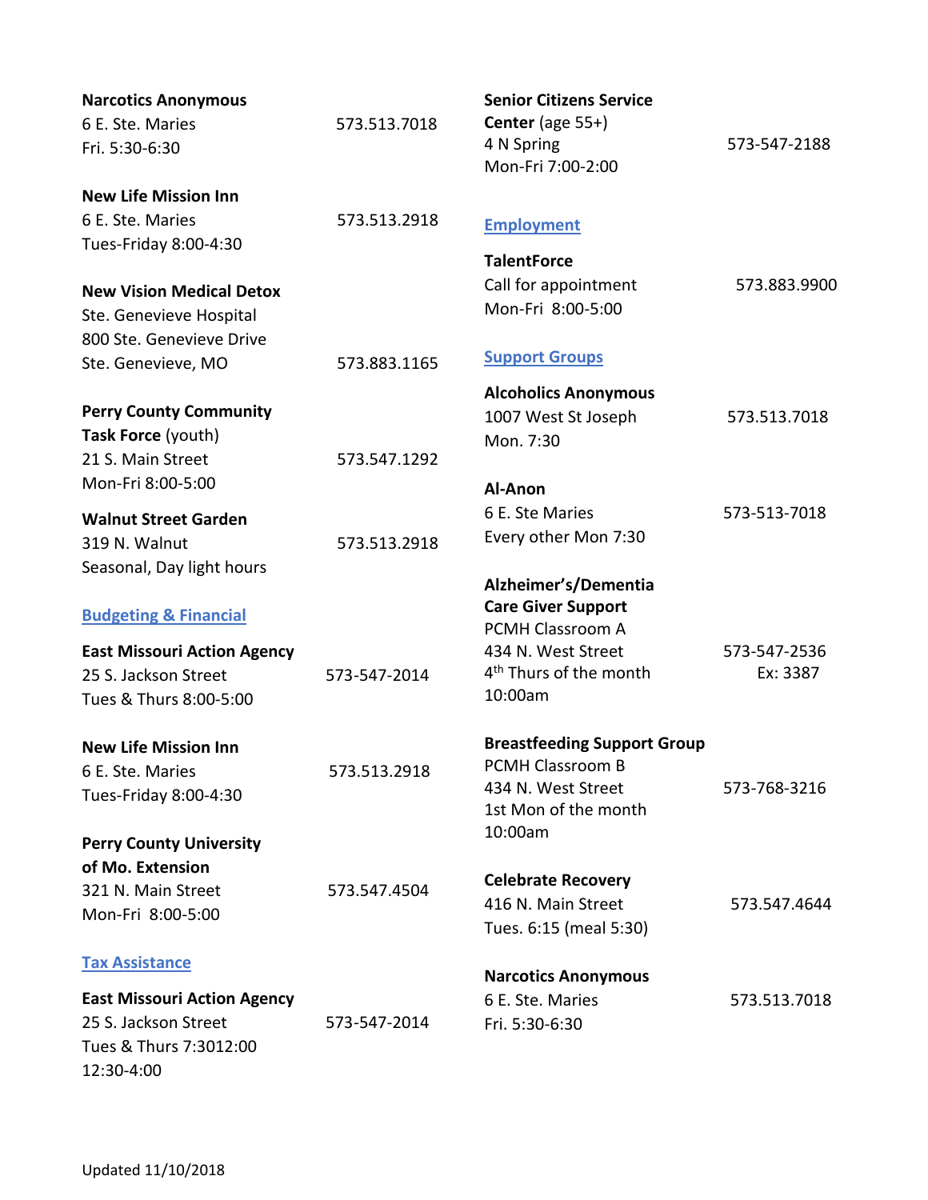**Narcotics Anonymous**
6 E. Ste. Maries — 573.513.7018
Fri. 5:30-6:30

**New Life Mission Inn**
6 E. Ste. Maries — 573.513.2918
Tues-Friday 8:00-4:30

**New Vision Medical Detox**
Ste. Genevieve Hospital
800 Ste. Genevieve Drive
Ste. Genevieve, MO — 573.883.1165

**Perry County Community Task Force** (youth)
21 S. Main Street — 573.547.1292
Mon-Fri 8:00-5:00

**Walnut Street Garden**
319 N. Walnut — 573.513.2918
Seasonal, Day light hours

## Budgeting & Financial

**East Missouri Action Agency**
25 S. Jackson Street — 573-547-2014
Tues & Thurs 8:00-5:00

**New Life Mission Inn**
6 E. Ste. Maries — 573.513.2918
Tues-Friday 8:00-4:30

**Perry County University of Mo. Extension**
321 N. Main Street — 573.547.4504
Mon-Fri 8:00-5:00

## Tax Assistance

**East Missouri Action Agency**
25 S. Jackson Street — 573-547-2014
Tues & Thurs 7:3012:00
12:30-4:00

**Senior Citizens Service Center** (age 55+)
4 N Spring — 573-547-2188
Mon-Fri 7:00-2:00

## Employment

**TalentForce**
Call for appointment — 573.883.9900
Mon-Fri 8:00-5:00

## Support Groups

**Alcoholics Anonymous**
1007 West St Joseph — 573.513.7018
Mon. 7:30

**Al-Anon**
6 E. Ste Maries — 573-513-7018
Every other Mon 7:30

**Alzheimer's/Dementia Care Giver Support**
PCMH Classroom A
434 N. West Street — 573-547-2536 Ex: 3387
4th Thurs of the month
10:00am

**Breastfeeding Support Group**
PCMH Classroom B
434 N. West Street — 573-768-3216
1st Mon of the month
10:00am

**Celebrate Recovery**
416 N. Main Street — 573.547.4644
Tues. 6:15 (meal 5:30)

**Narcotics Anonymous**
6 E. Ste. Maries — 573.513.7018
Fri. 5:30-6:30

Updated 11/10/2018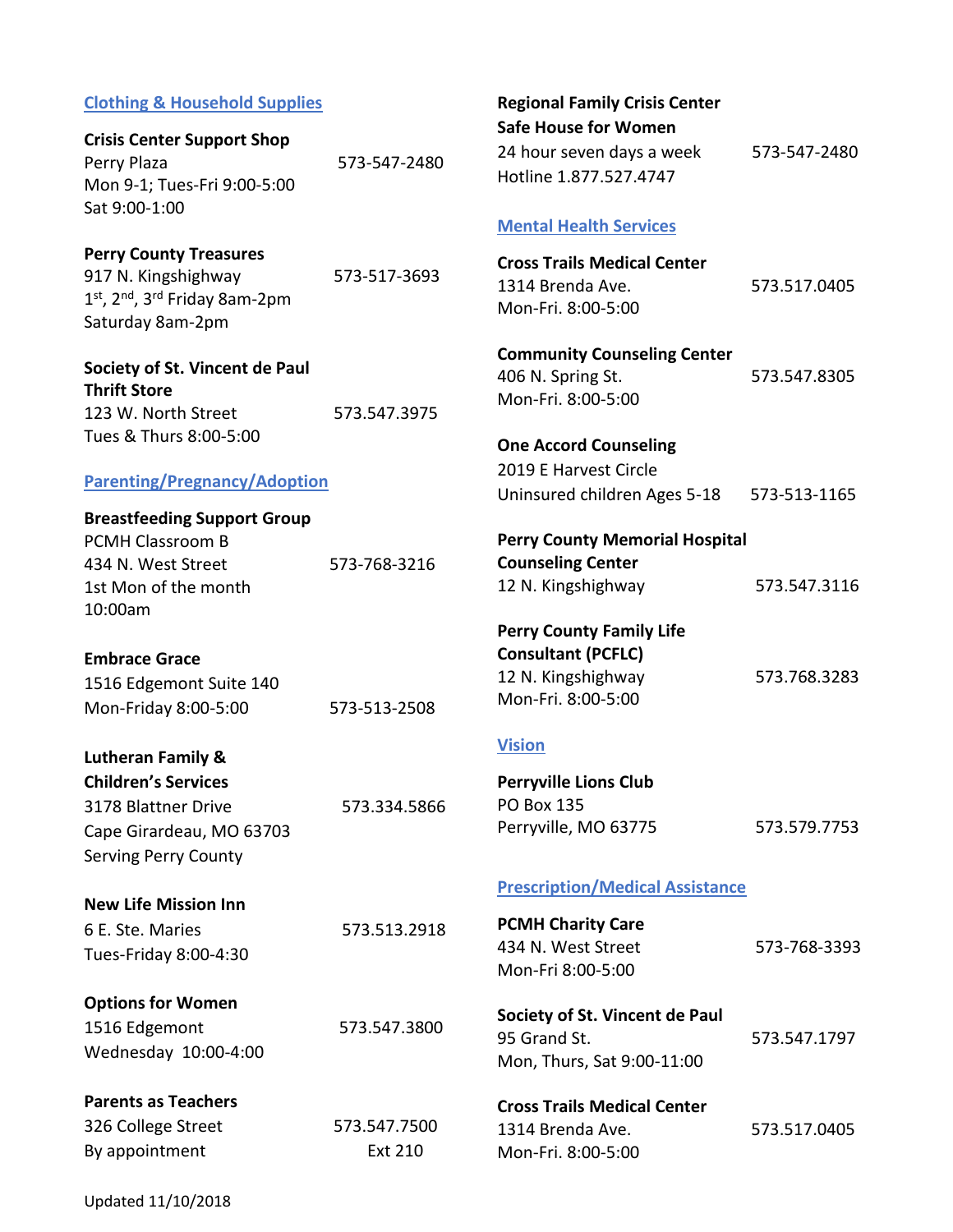## Clothing & Household Supplies

**Crisis Center Support Shop**
Perry Plaza — 573-547-2480
Mon 9-1; Tues-Fri 9:00-5:00
Sat 9:00-1:00

**Perry County Treasures**
917 N. Kingshighway — 573-517-3693
1st, 2nd, 3rd Friday 8am-2pm
Saturday 8am-2pm

**Society of St. Vincent de Paul Thrift Store**
123 W. North Street — 573.547.3975
Tues & Thurs 8:00-5:00

## Parenting/Pregnancy/Adoption

**Breastfeeding Support Group**
PCMH Classroom B
434 N. West Street — 573-768-3216
1st Mon of the month
10:00am

**Embrace Grace**
1516 Edgemont Suite 140
Mon-Friday 8:00-5:00 — 573-513-2508

**Lutheran Family & Children's Services**
3178 Blattner Drive — 573.334.5866
Cape Girardeau, MO 63703
Serving Perry County

**New Life Mission Inn**
6 E. Ste. Maries — 573.513.2918
Tues-Friday 8:00-4:30

**Options for Women**
1516 Edgemont — 573.547.3800
Wednesday 10:00-4:00

**Parents as Teachers**
326 College Street — 573.547.7500 Ext 210
By appointment

**Regional Family Crisis Center Safe House for Women**
24 hour seven days a week — 573-547-2480
Hotline 1.877.527.4747

## Mental Health Services

**Cross Trails Medical Center**
1314 Brenda Ave. — 573.517.0405
Mon-Fri. 8:00-5:00

**Community Counseling Center**
406 N. Spring St. — 573.547.8305
Mon-Fri. 8:00-5:00

**One Accord Counseling**
2019 E Harvest Circle
Uninsured children Ages 5-18 — 573-513-1165

**Perry County Memorial Hospital Counseling Center**
12 N. Kingshighway — 573.547.3116

**Perry County Family Life Consultant (PCFLC)**
12 N. Kingshighway — 573.768.3283
Mon-Fri. 8:00-5:00

## Vision

**Perryville Lions Club**
PO Box 135
Perryville, MO 63775 — 573.579.7753

## Prescription/Medical Assistance

**PCMH Charity Care**
434 N. West Street — 573-768-3393
Mon-Fri 8:00-5:00

**Society of St. Vincent de Paul**
95 Grand St. — 573.547.1797
Mon, Thurs, Sat 9:00-11:00

**Cross Trails Medical Center**
1314 Brenda Ave. — 573.517.0405
Mon-Fri. 8:00-5:00

Updated 11/10/2018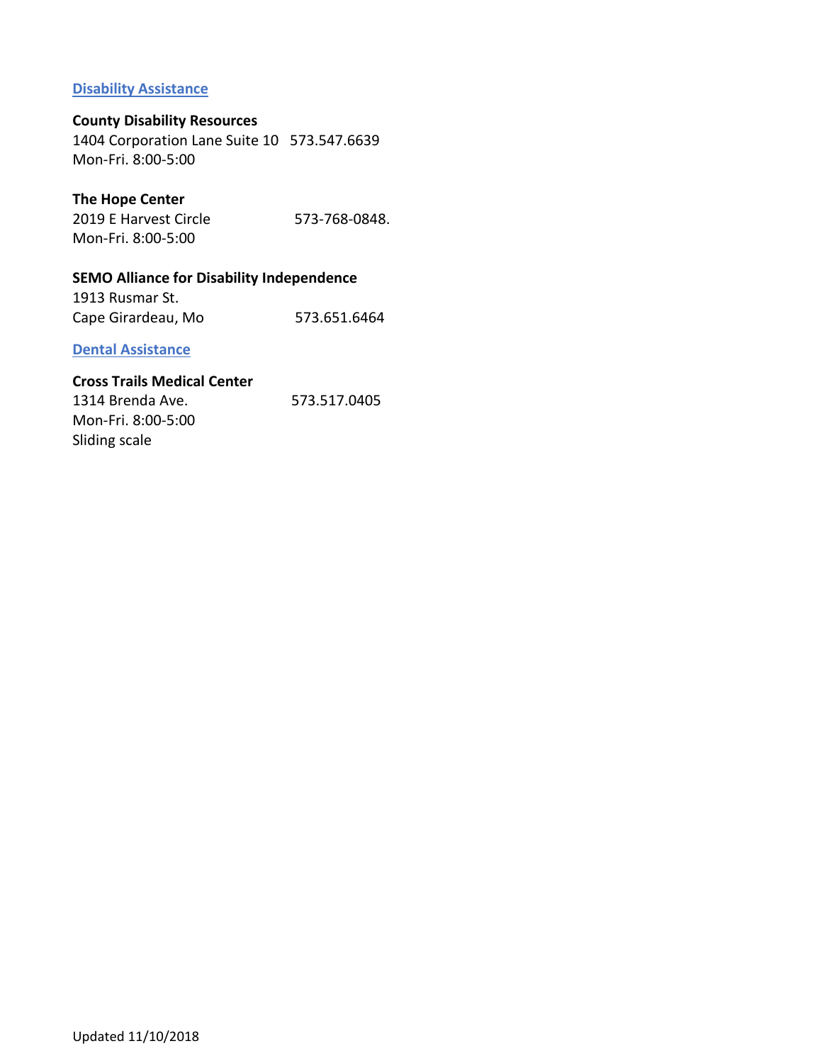## Disability Assistance

**County Disability Resources**
1404 Corporation Lane Suite 10 573.547.6639
Mon-Fri. 8:00-5:00

**The Hope Center**
2019 E Harvest Circle 573-768-0848.
Mon-Fri. 8:00-5:00

**SEMO Alliance for Disability Independence**
1913 Rusmar St.
Cape Girardeau, Mo 573.651.6464

## Dental Assistance

**Cross Trails Medical Center**
1314 Brenda Ave. 573.517.0405
Mon-Fri. 8:00-5:00
Sliding scale

Updated 11/10/2018